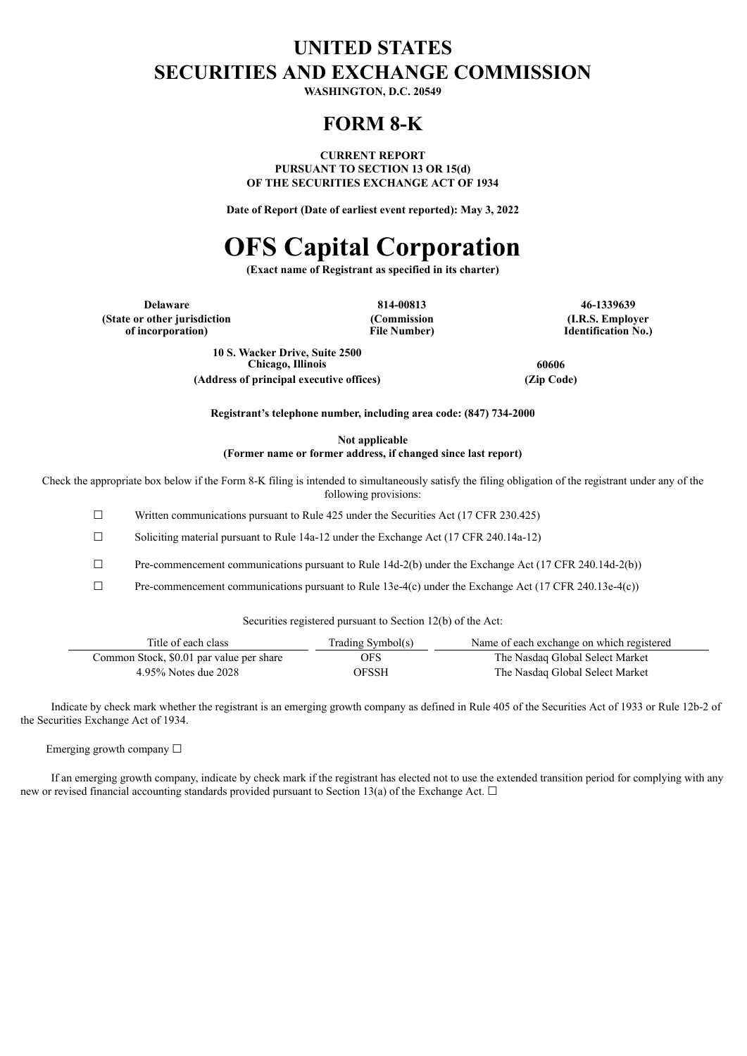# UNITED STATES
# SECURITIES AND EXCHANGE COMMISSION

**WASHINGTON, D.C. 20549**

# FORM 8-K

**CURRENT REPORT**
**PURSUANT TO SECTION 13 OR 15(d)**
**OF THE SECURITIES EXCHANGE ACT OF 1934**

**Date of Report (Date of earliest event reported): May 3, 2022**

# OFS Capital Corporation

**(Exact name of Registrant as specified in its charter)**

| **Delaware** | **814-00813** | **46-1339639** |
|---|---|---|
| **(State or other jurisdiction of incorporation)** | **(Commission File Number)** | **(I.R.S. Employer Identification No.)** |

| **10 S. Wacker Drive, Suite 2500 Chicago, Illinois** | **60606** |
|---|---|
| **(Address of principal executive offices)** | **(Zip Code)** |

**Registrant's telephone number, including area code: (847) 734-2000**

**Not applicable**
**(Former name or former address, if changed since last report)**

Check the appropriate box below if the Form 8-K filing is intended to simultaneously satisfy the filing obligation of the registrant under any of the following provisions:

☐ Written communications pursuant to Rule 425 under the Securities Act (17 CFR 230.425)

☐ Soliciting material pursuant to Rule 14a-12 under the Exchange Act (17 CFR 240.14a-12)

☐ Pre-commencement communications pursuant to Rule 14d-2(b) under the Exchange Act (17 CFR 240.14d-2(b))

☐ Pre-commencement communications pursuant to Rule 13e-4(c) under the Exchange Act (17 CFR 240.13e-4(c))

Securities registered pursuant to Section 12(b) of the Act:

| Title of each class | Trading Symbol(s) | Name of each exchange on which registered |
|---|---|---|
| Common Stock, $0.01 par value per share | OFS | The Nasdaq Global Select Market |
| 4.95% Notes due 2028 | OFSSH | The Nasdaq Global Select Market |

Indicate by check mark whether the registrant is an emerging growth company as defined in Rule 405 of the Securities Act of 1933 or Rule 12b-2 of the Securities Exchange Act of 1934.

Emerging growth company ☐

If an emerging growth company, indicate by check mark if the registrant has elected not to use the extended transition period for complying with any new or revised financial accounting standards provided pursuant to Section 13(a) of the Exchange Act. ☐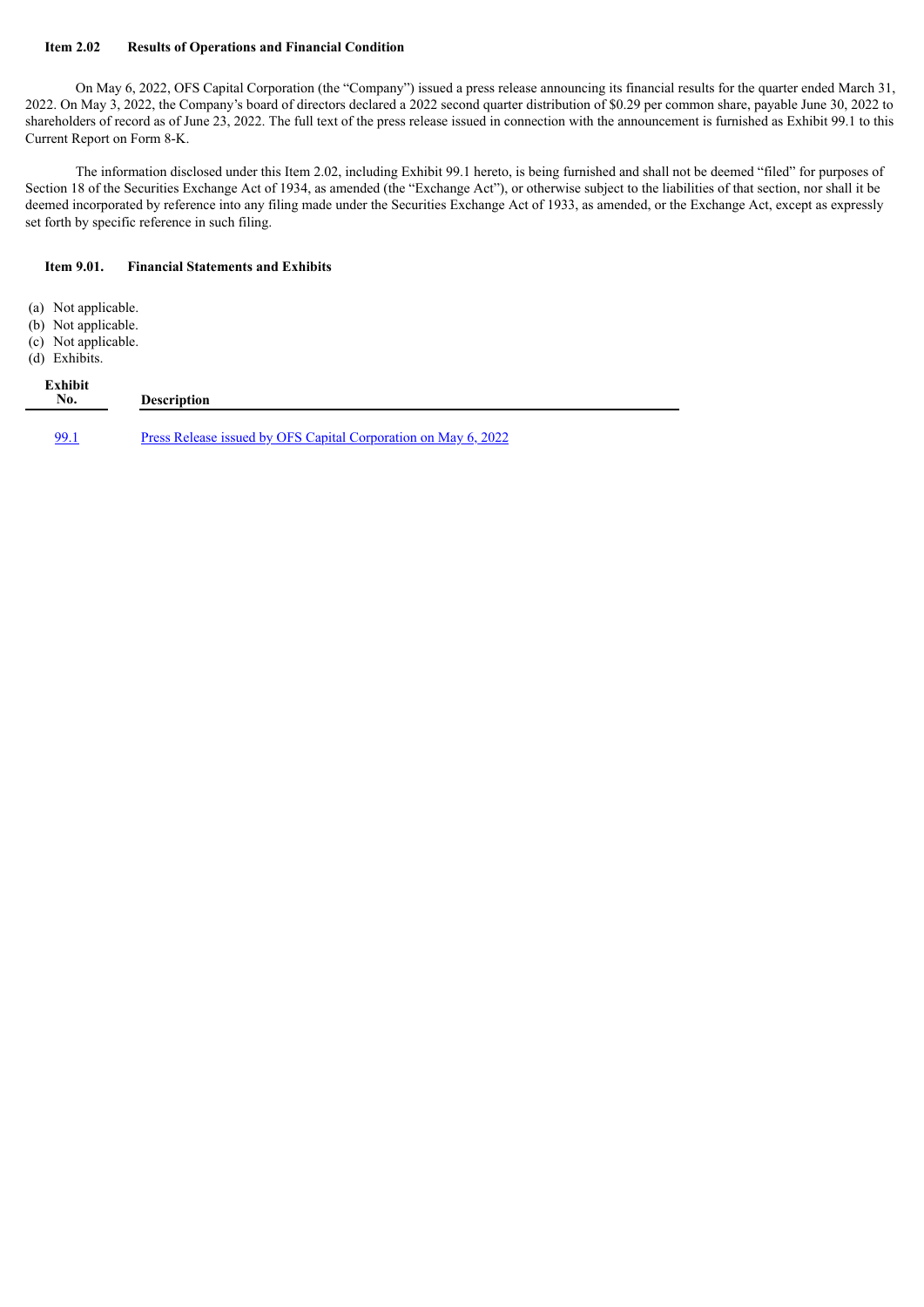**Item 2.02 Results of Operations and Financial Condition**

On May 6, 2022, OFS Capital Corporation (the "Company") issued a press release announcing its financial results for the quarter ended March 31, 2022. On May 3, 2022, the Company's board of directors declared a 2022 second quarter distribution of $0.29 per common share, payable June 30, 2022 to shareholders of record as of June 23, 2022. The full text of the press release issued in connection with the announcement is furnished as Exhibit 99.1 to this Current Report on Form 8-K.

The information disclosed under this Item 2.02, including Exhibit 99.1 hereto, is being furnished and shall not be deemed "filed" for purposes of Section 18 of the Securities Exchange Act of 1934, as amended (the "Exchange Act"), or otherwise subject to the liabilities of that section, nor shall it be deemed incorporated by reference into any filing made under the Securities Exchange Act of 1933, as amended, or the Exchange Act, except as expressly set forth by specific reference in such filing.

**Item 9.01. Financial Statements and Exhibits**

(a) Not applicable.
(b) Not applicable.
(c) Not applicable.
(d) Exhibits.

| Exhibit No. | Description |
| --- | --- |
| 99.1 | Press Release issued by OFS Capital Corporation on May 6, 2022 |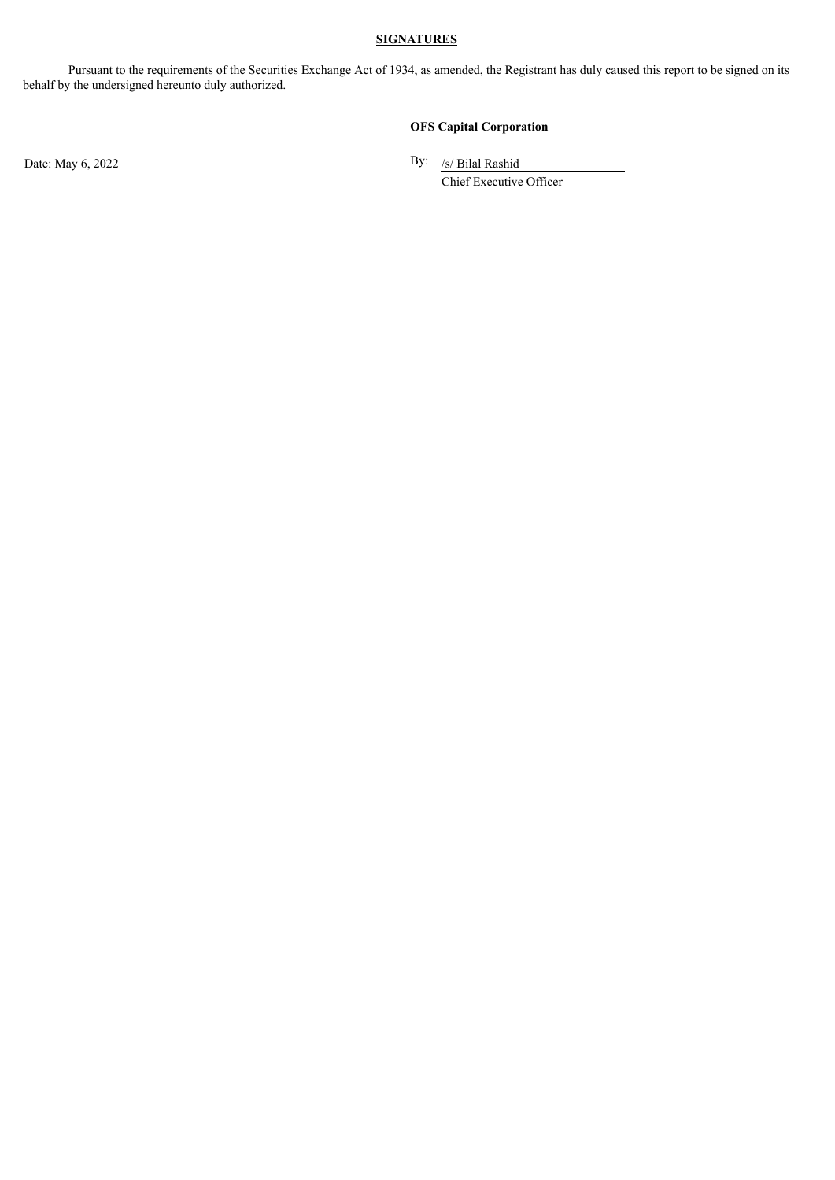**SIGNATURES**

Pursuant to the requirements of the Securities Exchange Act of 1934, as amended, the Registrant has duly caused this report to be signed on its behalf by the undersigned hereunto duly authorized.

**OFS Capital Corporation**

Date: May 6, 2022

By: /s/ Bilal Rashid
Chief Executive Officer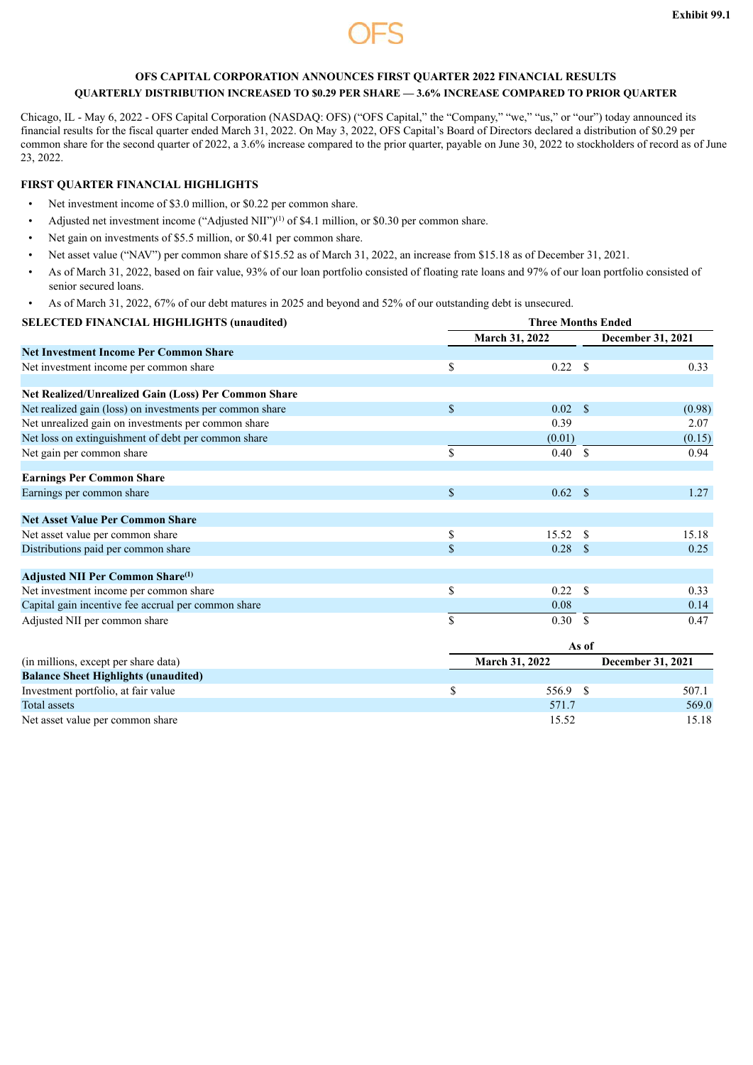Exhibit 99.1

OFS

**OFS CAPITAL CORPORATION ANNOUNCES FIRST QUARTER 2022 FINANCIAL RESULTS**
**QUARTERLY DISTRIBUTION INCREASED TO $0.29 PER SHARE — 3.6% INCREASE COMPARED TO PRIOR QUARTER**

Chicago, IL - May 6, 2022 - OFS Capital Corporation (NASDAQ: OFS) ("OFS Capital," the "Company," "we," "us," or "our") today announced its financial results for the fiscal quarter ended March 31, 2022. On May 3, 2022, OFS Capital's Board of Directors declared a distribution of $0.29 per common share for the second quarter of 2022, a 3.6% increase compared to the prior quarter, payable on June 30, 2022 to stockholders of record as of June 23, 2022.

## FIRST QUARTER FINANCIAL HIGHLIGHTS

- Net investment income of $3.0 million, or $0.22 per common share.
- Adjusted net investment income ("Adjusted NII")[(1)] of $4.1 million, or $0.30 per common share.
- Net gain on investments of $5.5 million, or $0.41 per common share.
- Net asset value ("NAV") per common share of $15.52 as of March 31, 2022, an increase from $15.18 as of December 31, 2021.
- As of March 31, 2022, based on fair value, 93% of our loan portfolio consisted of floating rate loans and 97% of our loan portfolio consisted of senior secured loans.
- As of March 31, 2022, 67% of our debt matures in 2025 and beyond and 52% of our outstanding debt is unsecured.

| SELECTED FINANCIAL HIGHLIGHTS (unaudited) | Three Months Ended | |
|---|---|---|
| | March 31, 2022 | December 31, 2021 |
| **Net Investment Income Per Common Share** | | |
| Net investment income per common share | $ 0.22 | $ 0.33 |
| **Net Realized/Unrealized Gain (Loss) Per Common Share** | | |
| Net realized gain (loss) on investments per common share | $ 0.02 | $ (0.98) |
| Net unrealized gain on investments per common share | 0.39 | 2.07 |
| Net loss on extinguishment of debt per common share | (0.01) | (0.15) |
| Net gain per common share | $ 0.40 | $ 0.94 |
| **Earnings Per Common Share** | | |
| Earnings per common share | $ 0.62 | $ 1.27 |
| **Net Asset Value Per Common Share** | | |
| Net asset value per common share | $ 15.52 | $ 15.18 |
| Distributions paid per common share | $ 0.28 | $ 0.25 |
| **Adjusted NII Per Common Share[(1)]** | | |
| Net investment income per common share | $ 0.22 | $ 0.33 |
| Capital gain incentive fee accrual per common share | 0.08 | 0.14 |
| Adjusted NII per common share | $ 0.30 | $ 0.47 |

| | As of | |
|---|---|---|
| (in millions, except per share data) | March 31, 2022 | December 31, 2021 |
| **Balance Sheet Highlights (unaudited)** | | |
| Investment portfolio, at fair value | $ 556.9 | $ 507.1 |
| Total assets | 571.7 | 569.0 |
| Net asset value per common share | 15.52 | 15.18 |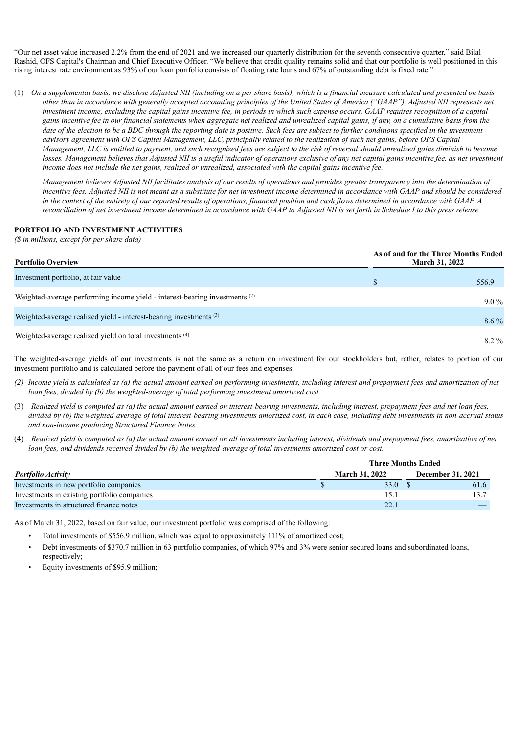"Our net asset value increased 2.2% from the end of 2021 and we increased our quarterly distribution for the seventh consecutive quarter," said Bilal Rashid, OFS Capital's Chairman and Chief Executive Officer. "We believe that credit quality remains solid and that our portfolio is well positioned in this rising interest rate environment as 93% of our loan portfolio consists of floating rate loans and 67% of outstanding debt is fixed rate."

(1) *On a supplemental basis, we disclose Adjusted NII (including on a per share basis), which is a financial measure calculated and presented on basis other than in accordance with generally accepted accounting principles of the United States of America ("GAAP"). Adjusted NII represents net investment income, excluding the capital gains incentive fee, in periods in which such expense occurs. GAAP requires recognition of a capital gains incentive fee in our financial statements when aggregate net realized and unrealized capital gains, if any, on a cumulative basis from the date of the election to be a BDC through the reporting date is positive. Such fees are subject to further conditions specified in the investment advisory agreement with OFS Capital Management, LLC, principally related to the realization of such net gains, before OFS Capital Management, LLC is entitled to payment, and such recognized fees are subject to the risk of reversal should unrealized gains diminish to become losses. Management believes that Adjusted NII is a useful indicator of operations exclusive of any net capital gains incentive fee, as net investment income does not include the net gains, realized or unrealized, associated with the capital gains incentive fee.*

*Management believes Adjusted NII facilitates analysis of our results of operations and provides greater transparency into the determination of incentive fees. Adjusted NII is not meant as a substitute for net investment income determined in accordance with GAAP and should be considered in the context of the entirety of our reported results of operations, financial position and cash flows determined in accordance with GAAP. A reconciliation of net investment income determined in accordance with GAAP to Adjusted NII is set forth in Schedule I to this press release.*

## PORTFOLIO AND INVESTMENT ACTIVITIES

*($ in millions, except for per share data)*

| Portfolio Overview | As of and for the Three Months Ended March 31, 2022 |
|---|---|
| Investment portfolio, at fair value | $ 556.9 |
| Weighted-average performing income yield - interest-bearing investments [2] | 9.0 % |
| Weighted-average realized yield - interest-bearing investments [3] | 8.6 % |
| Weighted-average realized yield on total investments [4] | 8.2 % |

The weighted-average yields of our investments is not the same as a return on investment for our stockholders but, rather, relates to portion of our investment portfolio and is calculated before the payment of all of our fees and expenses.

*(2) Income yield is calculated as (a) the actual amount earned on performing investments, including interest and prepayment fees and amortization of net loan fees, divided by (b) the weighted-average of total performing investment amortized cost.*

(3) *Realized yield is computed as (a) the actual amount earned on interest-bearing investments, including interest, prepayment fees and net loan fees, divided by (b) the weighted-average of total interest-bearing investments amortized cost, in each case, including debt investments in non-accrual status and non-income producing Structured Finance Notes.*

(4) *Realized yield is computed as (a) the actual amount earned on all investments including interest, dividends and prepayment fees, amortization of net loan fees, and dividends received divided by (b) the weighted-average of total investments amortized cost or cost.*

| *Portfolio Activity* | Three Months Ended March 31, 2022 | Three Months Ended December 31, 2021 |
|---|---|---|
| Investments in new portfolio companies | $ 33.0 | $ 61.6 |
| Investments in existing portfolio companies | 15.1 | 13.7 |
| Investments in structured finance notes | 22.1 | — |

As of March 31, 2022, based on fair value, our investment portfolio was comprised of the following:

- Total investments of $556.9 million, which was equal to approximately 111% of amortized cost;
- Debt investments of $370.7 million in 63 portfolio companies, of which 97% and 3% were senior secured loans and subordinated loans, respectively;
- Equity investments of $95.9 million;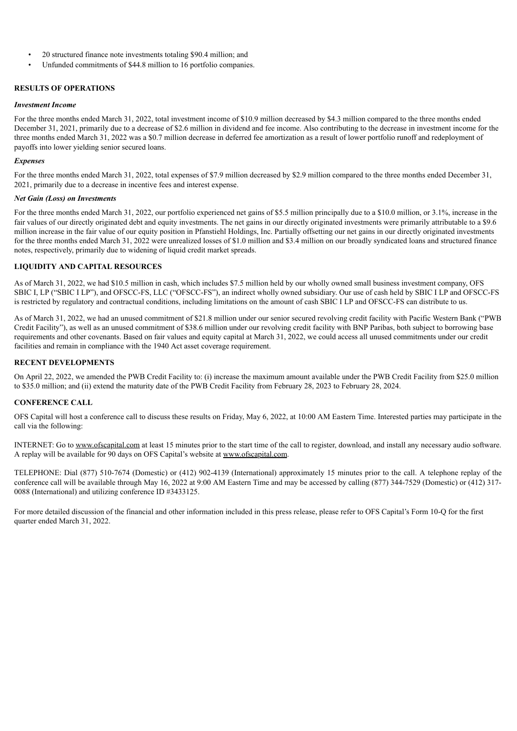- 20 structured finance note investments totaling $90.4 million; and
- Unfunded commitments of $44.8 million to 16 portfolio companies.

## RESULTS OF OPERATIONS

### *Investment Income*

For the three months ended March 31, 2022, total investment income of $10.9 million decreased by $4.3 million compared to the three months ended December 31, 2021, primarily due to a decrease of $2.6 million in dividend and fee income. Also contributing to the decrease in investment income for the three months ended March 31, 2022 was a $0.7 million decrease in deferred fee amortization as a result of lower portfolio runoff and redeployment of payoffs into lower yielding senior secured loans.

### *Expenses*

For the three months ended March 31, 2022, total expenses of $7.9 million decreased by $2.9 million compared to the three months ended December 31, 2021, primarily due to a decrease in incentive fees and interest expense.

### *Net Gain (Loss) on Investments*

For the three months ended March 31, 2022, our portfolio experienced net gains of $5.5 million principally due to a $10.0 million, or 3.1%, increase in the fair values of our directly originated debt and equity investments. The net gains in our directly originated investments were primarily attributable to a $9.6 million increase in the fair value of our equity position in Pfanstiehl Holdings, Inc. Partially offsetting our net gains in our directly originated investments for the three months ended March 31, 2022 were unrealized losses of $1.0 million and $3.4 million on our broadly syndicated loans and structured finance notes, respectively, primarily due to widening of liquid credit market spreads.

## LIQUIDITY AND CAPITAL RESOURCES

As of March 31, 2022, we had $10.5 million in cash, which includes $7.5 million held by our wholly owned small business investment company, OFS SBIC I, LP ("SBIC I LP"), and OFSCC-FS, LLC ("OFSCC-FS"), an indirect wholly owned subsidiary. Our use of cash held by SBIC I LP and OFSCC-FS is restricted by regulatory and contractual conditions, including limitations on the amount of cash SBIC I LP and OFSCC-FS can distribute to us.

As of March 31, 2022, we had an unused commitment of $21.8 million under our senior secured revolving credit facility with Pacific Western Bank ("PWB Credit Facility"), as well as an unused commitment of $38.6 million under our revolving credit facility with BNP Paribas, both subject to borrowing base requirements and other covenants. Based on fair values and equity capital at March 31, 2022, we could access all unused commitments under our credit facilities and remain in compliance with the 1940 Act asset coverage requirement.

## RECENT DEVELOPMENTS

On April 22, 2022, we amended the PWB Credit Facility to: (i) increase the maximum amount available under the PWB Credit Facility from $25.0 million to $35.0 million; and (ii) extend the maturity date of the PWB Credit Facility from February 28, 2023 to February 28, 2024.

## CONFERENCE CALL

OFS Capital will host a conference call to discuss these results on Friday, May 6, 2022, at 10:00 AM Eastern Time. Interested parties may participate in the call via the following:

INTERNET: Go to www.ofscapital.com at least 15 minutes prior to the start time of the call to register, download, and install any necessary audio software. A replay will be available for 90 days on OFS Capital's website at www.ofscapital.com.

TELEPHONE: Dial (877) 510-7674 (Domestic) or (412) 902-4139 (International) approximately 15 minutes prior to the call. A telephone replay of the conference call will be available through May 16, 2022 at 9:00 AM Eastern Time and may be accessed by calling (877) 344-7529 (Domestic) or (412) 317-0088 (International) and utilizing conference ID #3433125.

For more detailed discussion of the financial and other information included in this press release, please refer to OFS Capital's Form 10-Q for the first quarter ended March 31, 2022.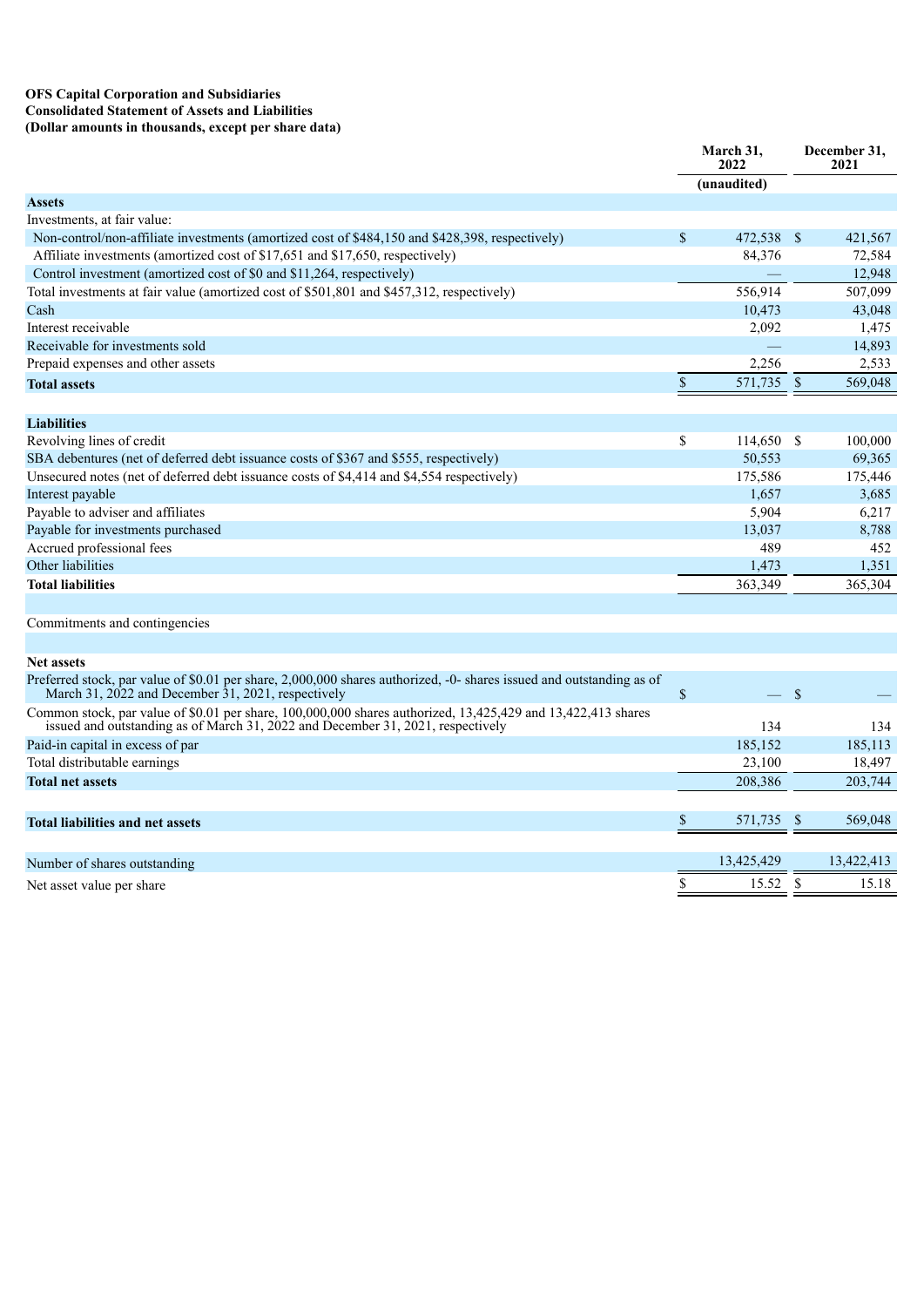**OFS Capital Corporation and Subsidiaries**
**Consolidated Statement of Assets and Liabilities**
**(Dollar amounts in thousands, except per share data)**

| | March 31, 2022 | December 31, 2021 |
|---|---|---|
| | (unaudited) | |
| **Assets** | | |
| Investments, at fair value: | | |
| Non-control/non-affiliate investments (amortized cost of $484,150 and $428,398, respectively) | $ 472,538 | $ 421,567 |
| Affiliate investments (amortized cost of $17,651 and $17,650, respectively) | 84,376 | 72,584 |
| Control investment (amortized cost of $0 and $11,264, respectively) | — | 12,948 |
| Total investments at fair value (amortized cost of $501,801 and $457,312, respectively) | 556,914 | 507,099 |
| Cash | 10,473 | 43,048 |
| Interest receivable | 2,092 | 1,475 |
| Receivable for investments sold | — | 14,893 |
| Prepaid expenses and other assets | 2,256 | 2,533 |
| **Total assets** | $ 571,735 | $ 569,048 |
| | | |
| **Liabilities** | | |
| Revolving lines of credit | $ 114,650 | $ 100,000 |
| SBA debentures (net of deferred debt issuance costs of $367 and $555, respectively) | 50,553 | 69,365 |
| Unsecured notes (net of deferred debt issuance costs of $4,414 and $4,554 respectively) | 175,586 | 175,446 |
| Interest payable | 1,657 | 3,685 |
| Payable to adviser and affiliates | 5,904 | 6,217 |
| Payable for investments purchased | 13,037 | 8,788 |
| Accrued professional fees | 489 | 452 |
| Other liabilities | 1,473 | 1,351 |
| **Total liabilities** | 363,349 | 365,304 |
| | | |
| Commitments and contingencies | | |
| | | |
| **Net assets** | | |
| Preferred stock, par value of $0.01 per share, 2,000,000 shares authorized, -0- shares issued and outstanding as of March 31, 2022 and December 31, 2021, respectively | $ — | $ — |
| Common stock, par value of $0.01 per share, 100,000,000 shares authorized, 13,425,429 and 13,422,413 shares issued and outstanding as of March 31, 2022 and December 31, 2021, respectively | 134 | 134 |
| Paid-in capital in excess of par | 185,152 | 185,113 |
| Total distributable earnings | 23,100 | 18,497 |
| **Total net assets** | 208,386 | 203,744 |
| | | |
| **Total liabilities and net assets** | $ 571,735 | $ 569,048 |
| | | |
| Number of shares outstanding | 13,425,429 | 13,422,413 |
| Net asset value per share | $ 15.52 | $ 15.18 |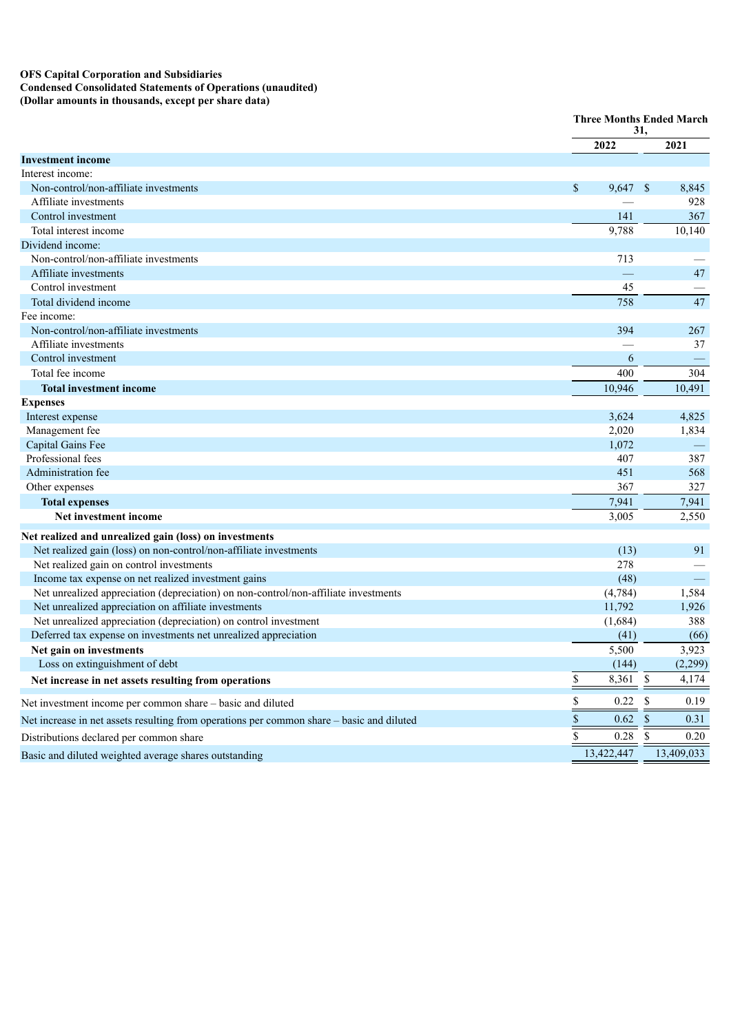**OFS Capital Corporation and Subsidiaries**
**Condensed Consolidated Statements of Operations (unaudited)**
**(Dollar amounts in thousands, except per share data)**

| | Three Months Ended March 31, | |
|---|---|---|
| | 2022 | 2021 |
| **Investment income** | | |
| Interest income: | | |
| Non-control/non-affiliate investments | $ 9,647 | $ 8,845 |
| Affiliate investments | — | 928 |
| Control investment | 141 | 367 |
| Total interest income | 9,788 | 10,140 |
| Dividend income: | | |
| Non-control/non-affiliate investments | 713 | — |
| Affiliate investments | — | 47 |
| Control investment | 45 | — |
| Total dividend income | 758 | 47 |
| Fee income: | | |
| Non-control/non-affiliate investments | 394 | 267 |
| Affiliate investments | — | 37 |
| Control investment | 6 | — |
| Total fee income | 400 | 304 |
| **Total investment income** | 10,946 | 10,491 |
| **Expenses** | | |
| Interest expense | 3,624 | 4,825 |
| Management fee | 2,020 | 1,834 |
| Capital Gains Fee | 1,072 | — |
| Professional fees | 407 | 387 |
| Administration fee | 451 | 568 |
| Other expenses | 367 | 327 |
| **Total expenses** | 7,941 | 7,941 |
| **Net investment income** | 3,005 | 2,550 |
| **Net realized and unrealized gain (loss) on investments** | | |
| Net realized gain (loss) on non-control/non-affiliate investments | (13) | 91 |
| Net realized gain on control investments | 278 | — |
| Income tax expense on net realized investment gains | (48) | — |
| Net unrealized appreciation (depreciation) on non-control/non-affiliate investments | (4,784) | 1,584 |
| Net unrealized appreciation on affiliate investments | 11,792 | 1,926 |
| Net unrealized appreciation (depreciation) on control investment | (1,684) | 388 |
| Deferred tax expense on investments net unrealized appreciation | (41) | (66) |
| **Net gain on investments** | 5,500 | 3,923 |
| Loss on extinguishment of debt | (144) | (2,299) |
| **Net increase in net assets resulting from operations** | $ 8,361 | $ 4,174 |
| Net investment income per common share – basic and diluted | $ 0.22 | $ 0.19 |
| Net increase in net assets resulting from operations per common share – basic and diluted | $ 0.62 | $ 0.31 |
| Distributions declared per common share | $ 0.28 | $ 0.20 |
| Basic and diluted weighted average shares outstanding | 13,422,447 | 13,409,033 |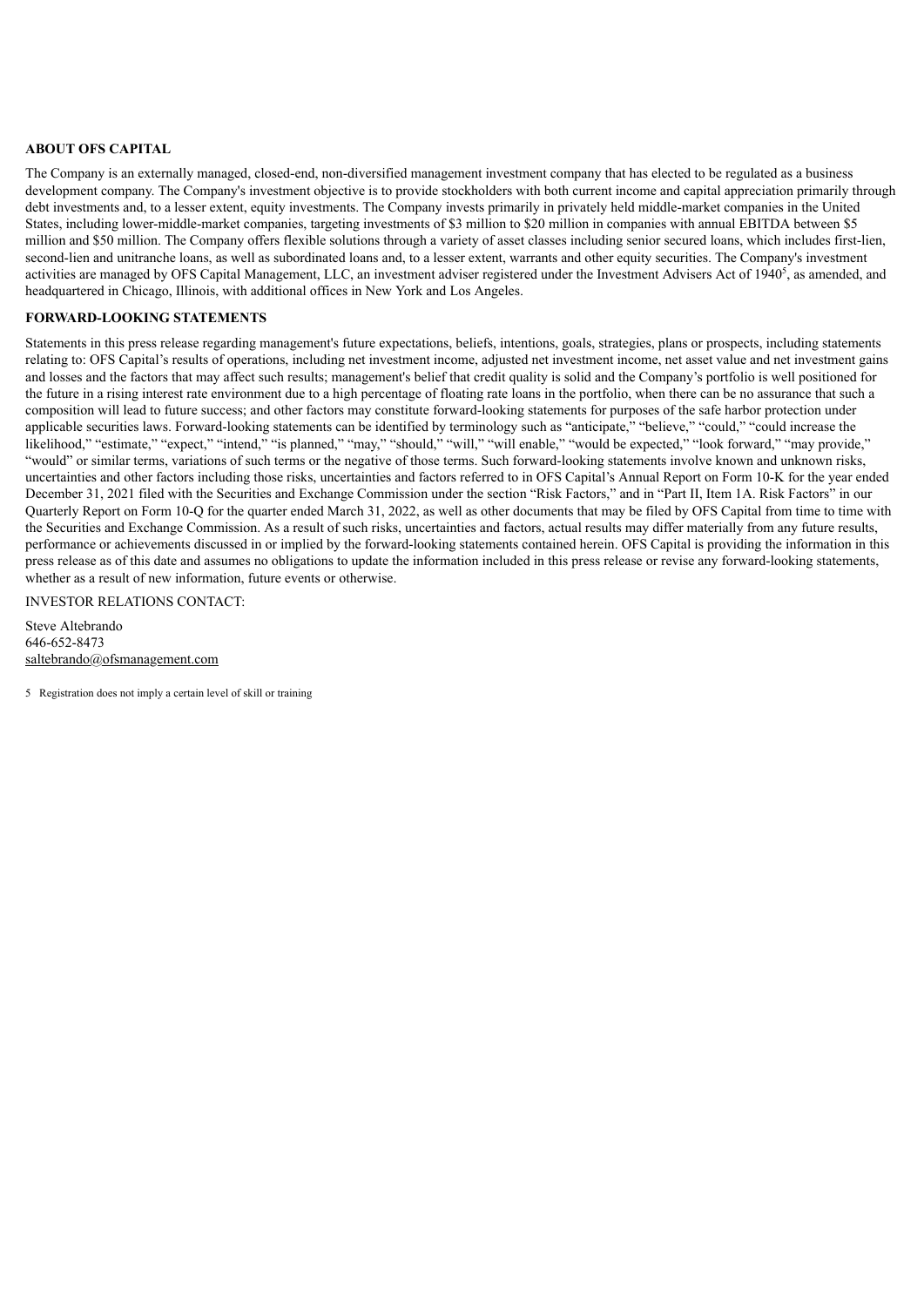**ABOUT OFS CAPITAL**

The Company is an externally managed, closed-end, non-diversified management investment company that has elected to be regulated as a business development company. The Company's investment objective is to provide stockholders with both current income and capital appreciation primarily through debt investments and, to a lesser extent, equity investments. The Company invests primarily in privately held middle-market companies in the United States, including lower-middle-market companies, targeting investments of $3 million to $20 million in companies with annual EBITDA between $5 million and $50 million. The Company offers flexible solutions through a variety of asset classes including senior secured loans, which includes first-lien, second-lien and unitranche loans, as well as subordinated loans and, to a lesser extent, warrants and other equity securities. The Company's investment activities are managed by OFS Capital Management, LLC, an investment adviser registered under the Investment Advisers Act of 1940[5], as amended, and headquartered in Chicago, Illinois, with additional offices in New York and Los Angeles.

**FORWARD-LOOKING STATEMENTS**

Statements in this press release regarding management's future expectations, beliefs, intentions, goals, strategies, plans or prospects, including statements relating to: OFS Capital's results of operations, including net investment income, adjusted net investment income, net asset value and net investment gains and losses and the factors that may affect such results; management's belief that credit quality is solid and the Company's portfolio is well positioned for the future in a rising interest rate environment due to a high percentage of floating rate loans in the portfolio, when there can be no assurance that such a composition will lead to future success; and other factors may constitute forward-looking statements for purposes of the safe harbor protection under applicable securities laws. Forward-looking statements can be identified by terminology such as "anticipate," "believe," "could," "could increase the likelihood," "estimate," "expect," "intend," "is planned," "may," "should," "will," "will enable," "would be expected," "look forward," "may provide," "would" or similar terms, variations of such terms or the negative of those terms. Such forward-looking statements involve known and unknown risks, uncertainties and other factors including those risks, uncertainties and factors referred to in OFS Capital's Annual Report on Form 10-K for the year ended December 31, 2021 filed with the Securities and Exchange Commission under the section "Risk Factors," and in "Part II, Item 1A. Risk Factors" in our Quarterly Report on Form 10-Q for the quarter ended March 31, 2022, as well as other documents that may be filed by OFS Capital from time to time with the Securities and Exchange Commission. As a result of such risks, uncertainties and factors, actual results may differ materially from any future results, performance or achievements discussed in or implied by the forward-looking statements contained herein. OFS Capital is providing the information in this press release as of this date and assumes no obligations to update the information included in this press release or revise any forward-looking statements, whether as a result of new information, future events or otherwise.

INVESTOR RELATIONS CONTACT:

Steve Altebrando
646-652-8473
saltebrando@ofsmanagement.com

5 Registration does not imply a certain level of skill or training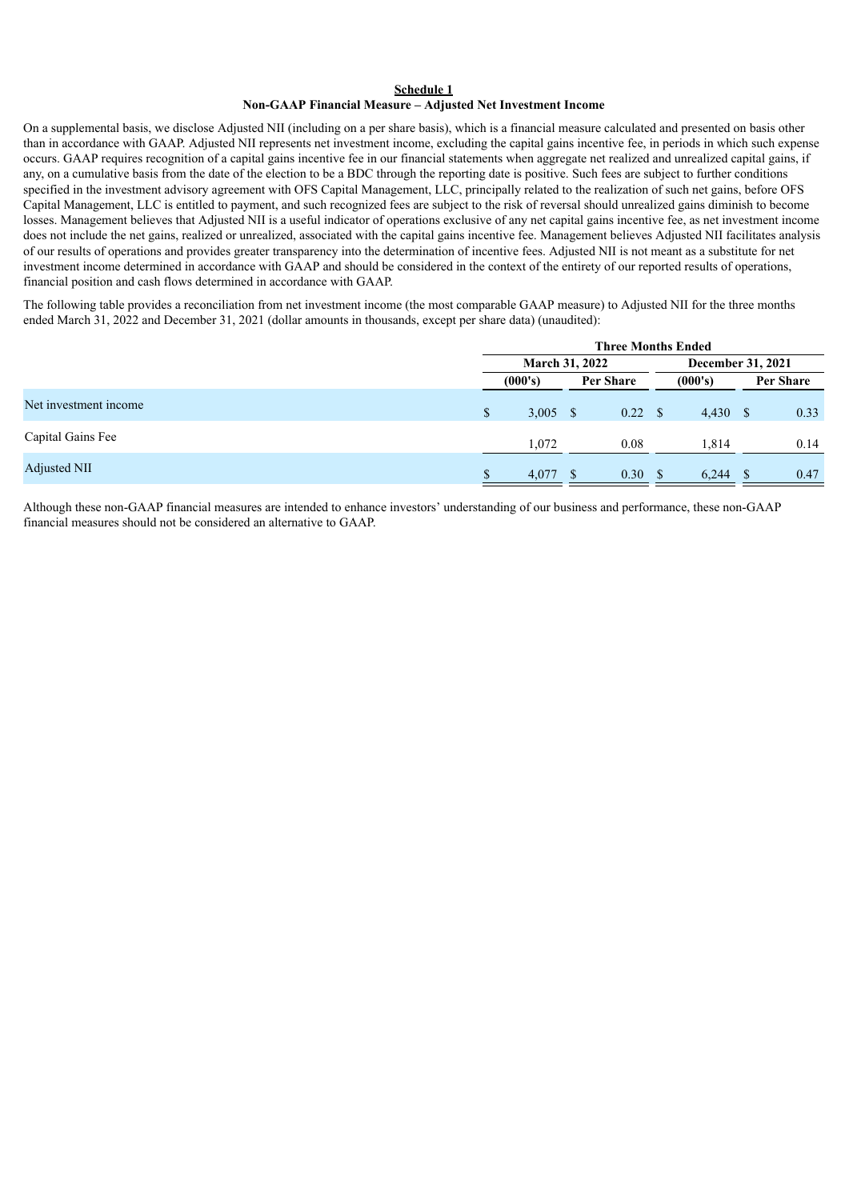**Schedule 1**

**Non-GAAP Financial Measure – Adjusted Net Investment Income**

On a supplemental basis, we disclose Adjusted NII (including on a per share basis), which is a financial measure calculated and presented on basis other than in accordance with GAAP. Adjusted NII represents net investment income, excluding the capital gains incentive fee, in periods in which such expense occurs. GAAP requires recognition of a capital gains incentive fee in our financial statements when aggregate net realized and unrealized capital gains, if any, on a cumulative basis from the date of the election to be a BDC through the reporting date is positive. Such fees are subject to further conditions specified in the investment advisory agreement with OFS Capital Management, LLC, principally related to the realization of such net gains, before OFS Capital Management, LLC is entitled to payment, and such recognized fees are subject to the risk of reversal should unrealized gains diminish to become losses. Management believes that Adjusted NII is a useful indicator of operations exclusive of any net capital gains incentive fee, as net investment income does not include the net gains, realized or unrealized, associated with the capital gains incentive fee. Management believes Adjusted NII facilitates analysis of our results of operations and provides greater transparency into the determination of incentive fees. Adjusted NII is not meant as a substitute for net investment income determined in accordance with GAAP and should be considered in the context of the entirety of our reported results of operations, financial position and cash flows determined in accordance with GAAP.

The following table provides a reconciliation from net investment income (the most comparable GAAP measure) to Adjusted NII for the three months ended March 31, 2022 and December 31, 2021 (dollar amounts in thousands, except per share data) (unaudited):

| | Three Months Ended | | | |
|---|---|---|---|---|
| | March 31, 2022 | | December 31, 2021 | |
| | (000's) | Per Share | (000's) | Per Share |
| Net investment income | $ 3,005 | $ 0.22 | $ 4,430 | $ 0.33 |
| Capital Gains Fee | 1,072 | 0.08 | 1,814 | 0.14 |
| Adjusted NII | $ 4,077 | $ 0.30 | $ 6,244 | $ 0.47 |

Although these non-GAAP financial measures are intended to enhance investors' understanding of our business and performance, these non-GAAP financial measures should not be considered an alternative to GAAP.